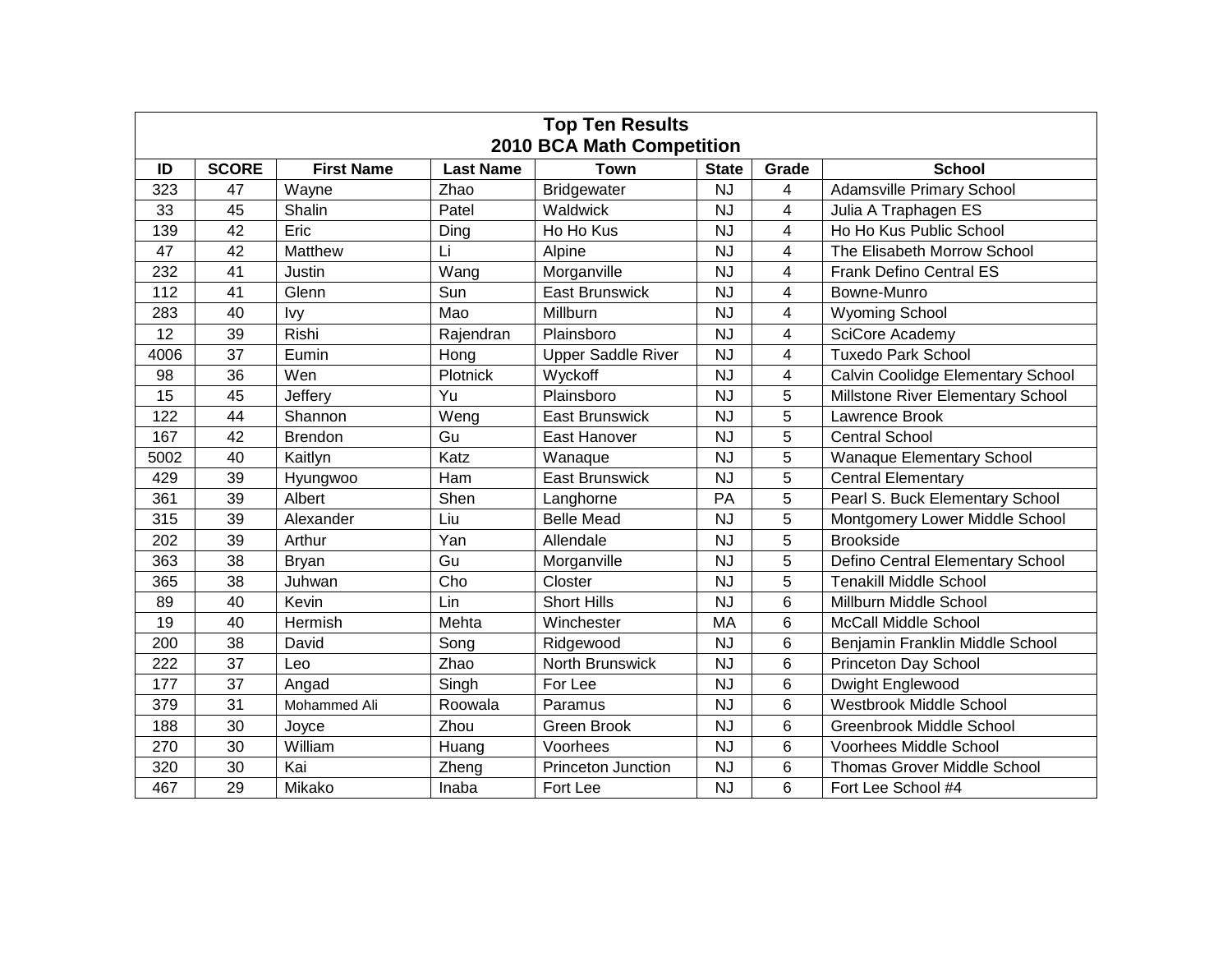**Top Ten Results**
**2010 BCA Math Competition**

| ID | SCORE | First Name | Last Name | Town | State | Grade | School |
|---|---|---|---|---|---|---|---|
| 323 | 47 | Wayne | Zhao | Bridgewater | NJ | 4 | Adamsville Primary School |
| 33 | 45 | Shalin | Patel | Waldwick | NJ | 4 | Julia A Traphagen ES |
| 139 | 42 | Eric | Ding | Ho Ho Kus | NJ | 4 | Ho Ho Kus Public School |
| 47 | 42 | Matthew | Li | Alpine | NJ | 4 | The Elisabeth Morrow School |
| 232 | 41 | Justin | Wang | Morganville | NJ | 4 | Frank Defino Central ES |
| 112 | 41 | Glenn | Sun | East Brunswick | NJ | 4 | Bowne-Munro |
| 283 | 40 | Ivy | Mao | Millburn | NJ | 4 | Wyoming School |
| 12 | 39 | Rishi | Rajendran | Plainsboro | NJ | 4 | SciCore Academy |
| 4006 | 37 | Eumin | Hong | Upper Saddle River | NJ | 4 | Tuxedo Park School |
| 98 | 36 | Wen | Plotnick | Wyckoff | NJ | 4 | Calvin Coolidge Elementary School |
| 15 | 45 | Jeffery | Yu | Plainsboro | NJ | 5 | Millstone River Elementary School |
| 122 | 44 | Shannon | Weng | East Brunswick | NJ | 5 | Lawrence Brook |
| 167 | 42 | Brendon | Gu | East Hanover | NJ | 5 | Central School |
| 5002 | 40 | Kaitlyn | Katz | Wanaque | NJ | 5 | Wanaque Elementary School |
| 429 | 39 | Hyungwoo | Ham | East Brunswick | NJ | 5 | Central Elementary |
| 361 | 39 | Albert | Shen | Langhorne | PA | 5 | Pearl S. Buck Elementary School |
| 315 | 39 | Alexander | Liu | Belle Mead | NJ | 5 | Montgomery Lower Middle School |
| 202 | 39 | Arthur | Yan | Allendale | NJ | 5 | Brookside |
| 363 | 38 | Bryan | Gu | Morganville | NJ | 5 | Defino Central Elementary School |
| 365 | 38 | Juhwan | Cho | Closter | NJ | 5 | Tenakill Middle School |
| 89 | 40 | Kevin | Lin | Short Hills | NJ | 6 | Millburn Middle School |
| 19 | 40 | Hermish | Mehta | Winchester | MA | 6 | McCall Middle School |
| 200 | 38 | David | Song | Ridgewood | NJ | 6 | Benjamin Franklin Middle School |
| 222 | 37 | Leo | Zhao | North Brunswick | NJ | 6 | Princeton Day School |
| 177 | 37 | Angad | Singh | For Lee | NJ | 6 | Dwight Englewood |
| 379 | 31 | Mohammed Ali | Roowala | Paramus | NJ | 6 | Westbrook Middle School |
| 188 | 30 | Joyce | Zhou | Green Brook | NJ | 6 | Greenbrook Middle School |
| 270 | 30 | William | Huang | Voorhees | NJ | 6 | Voorhees Middle School |
| 320 | 30 | Kai | Zheng | Princeton Junction | NJ | 6 | Thomas Grover Middle School |
| 467 | 29 | Mikako | Inaba | Fort Lee | NJ | 6 | Fort Lee School #4 |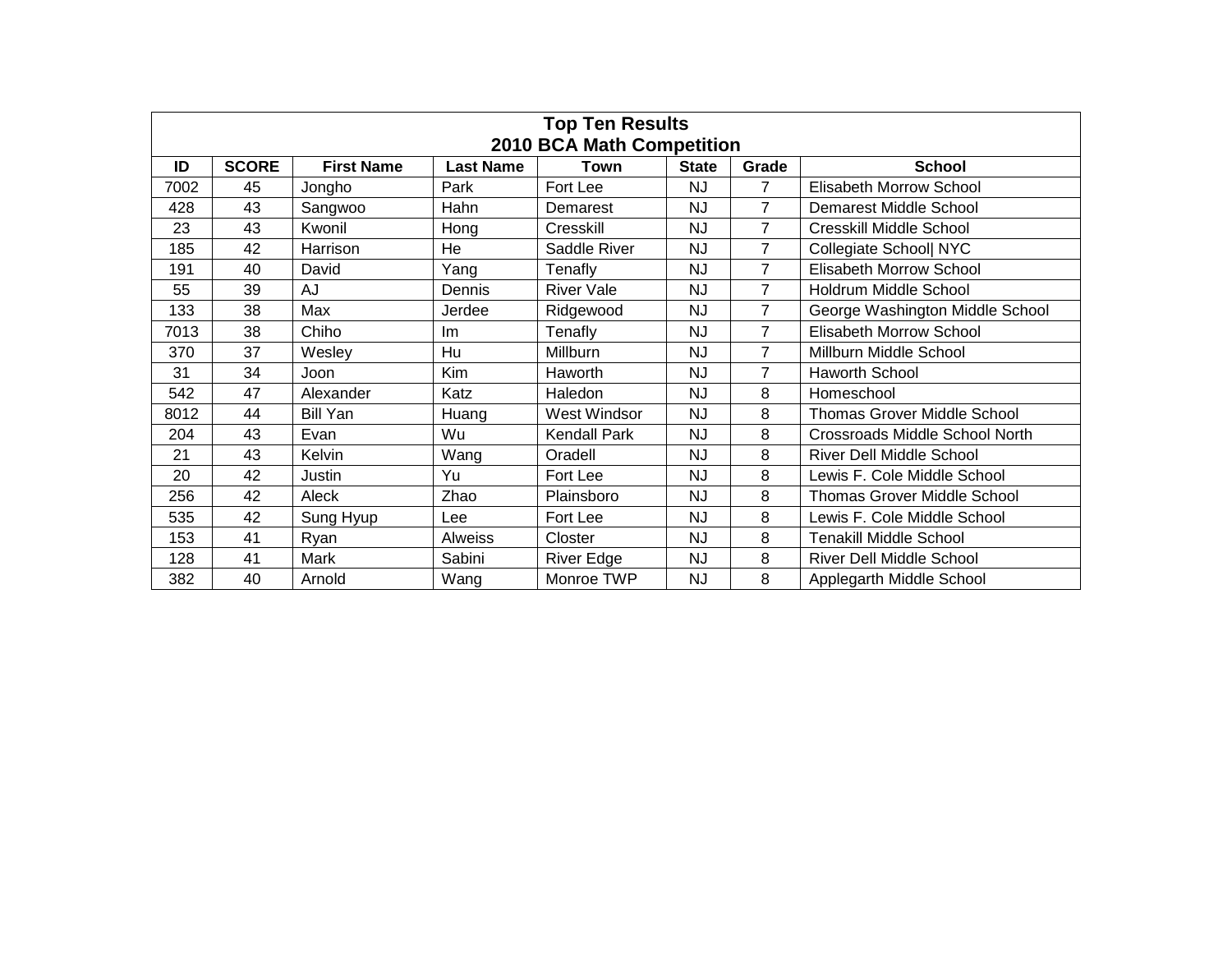| Top Ten Results<br>2010 BCA Math Competition | | | | | | | |
|---|---|---|---|---|---|---|---|
| **ID** | **SCORE** | **First Name** | **Last Name** | **Town** | **State** | **Grade** | **School** |
| 7002 | 45 | Jongho | Park | Fort Lee | NJ | 7 | Elisabeth Morrow School |
| 428 | 43 | Sangwoo | Hahn | Demarest | NJ | 7 | Demarest Middle School |
| 23 | 43 | Kwonil | Hong | Cresskill | NJ | 7 | Cresskill Middle School |
| 185 | 42 | Harrison | He | Saddle River | NJ | 7 | Collegiate School\| NYC |
| 191 | 40 | David | Yang | Tenafly | NJ | 7 | Elisabeth Morrow School |
| 55 | 39 | AJ | Dennis | River Vale | NJ | 7 | Holdrum Middle School |
| 133 | 38 | Max | Jerdee | Ridgewood | NJ | 7 | George Washington Middle School |
| 7013 | 38 | Chiho | Im | Tenafly | NJ | 7 | Elisabeth Morrow School |
| 370 | 37 | Wesley | Hu | Millburn | NJ | 7 | Millburn Middle School |
| 31 | 34 | Joon | Kim | Haworth | NJ | 7 | Haworth School |
| 542 | 47 | Alexander | Katz | Haledon | NJ | 8 | Homeschool |
| 8012 | 44 | Bill Yan | Huang | West Windsor | NJ | 8 | Thomas Grover Middle School |
| 204 | 43 | Evan | Wu | Kendall Park | NJ | 8 | Crossroads Middle School North |
| 21 | 43 | Kelvin | Wang | Oradell | NJ | 8 | River Dell Middle School |
| 20 | 42 | Justin | Yu | Fort Lee | NJ | 8 | Lewis F. Cole Middle School |
| 256 | 42 | Aleck | Zhao | Plainsboro | NJ | 8 | Thomas Grover Middle School |
| 535 | 42 | Sung Hyup | Lee | Fort Lee | NJ | 8 | Lewis F. Cole Middle School |
| 153 | 41 | Ryan | Alweiss | Closter | NJ | 8 | Tenakill Middle School |
| 128 | 41 | Mark | Sabini | River Edge | NJ | 8 | River Dell Middle School |
| 382 | 40 | Arnold | Wang | Monroe TWP | NJ | 8 | Applegarth Middle School |